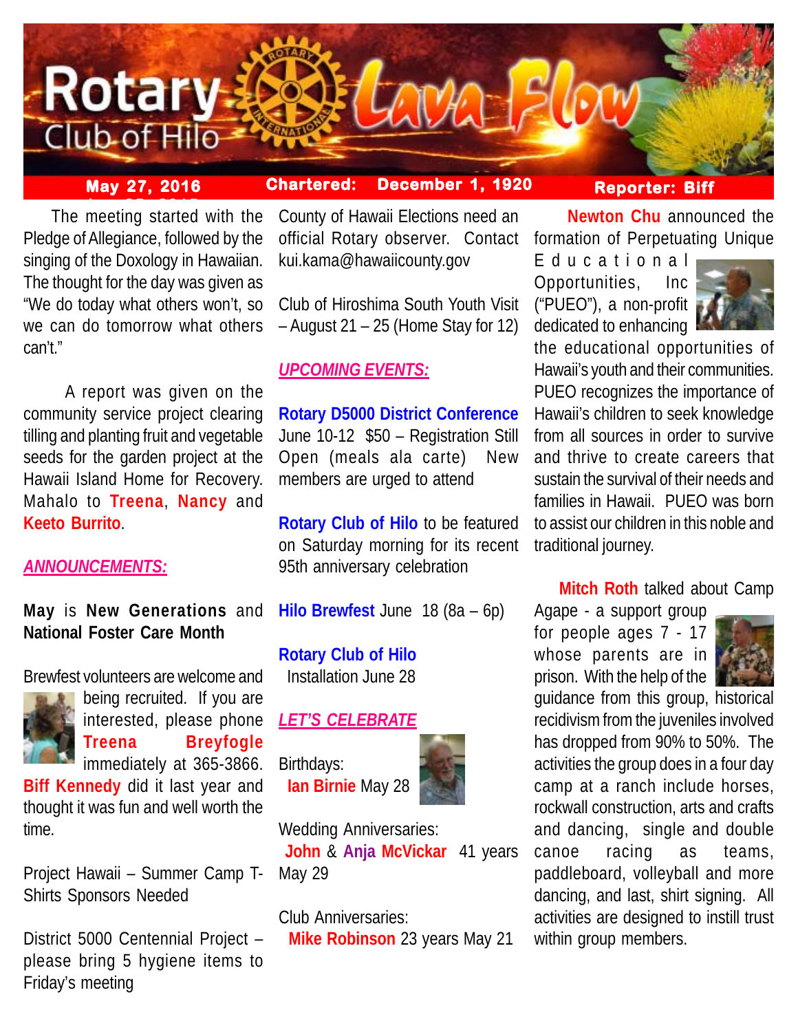# Rotary Club of Hilo — Lava Flow

**May 27, 2016** | **Chartered: December 1, 1920** | **Reporter: Biff**

The meeting started with the Pledge of Allegiance, followed by the singing of the Doxology in Hawaiian. The thought for the day was given as "We do today what others won't, so we can do tomorrow what others can't."

A report was given on the community service project clearing tilling and planting fruit and vegetable seeds for the garden project at the Hawaii Island Home for Recovery. Mahalo to **Treena**, **Nancy** and **Keeto Burrito**.

## *ANNOUNCEMENTS:*

**May** is **New Generations** and **National Foster Care Month**

Brewfest volunteers are welcome and being recruited. If you are interested, please phone **Treena Breyfogle** immediately at 365-3866. **Biff Kennedy** did it last year and thought it was fun and well worth the time.

Project Hawaii – Summer Camp T-Shirts Sponsors Needed

District 5000 Centennial Project – please bring 5 hygiene items to Friday's meeting

County of Hawaii Elections need an official Rotary observer. Contact kui.kama@hawaiicounty.gov

Club of Hiroshima South Youth Visit – August 21 – 25 (Home Stay for 12)

## *UPCOMING EVENTS:*

**Rotary D5000 District Conference** June 10-12 $50 – Registration Still Open (meals ala carte) New members are urged to attend

**Rotary Club of Hilo** to be featured on Saturday morning for its recent 95th anniversary celebration

**Hilo Brewfest** June 18 (8a – 6p)

**Rotary Club of Hilo** Installation June 28

## *LET'S CELEBRATE*

Birthdays:
**Ian Birnie** May 28

Wedding Anniversaries:
**John** & **Anja McVickar** 41 years May 29

Club Anniversaries:
**Mike Robinson** 23 years May 21

**Newton Chu** announced the formation of Perpetuating Unique Educational Opportunities, Inc ("PUEO"), a non-profit dedicated to enhancing the educational opportunities of Hawaii's youth and their communities. PUEO recognizes the importance of Hawaii's children to seek knowledge from all sources in order to survive and thrive to create careers that sustain the survival of their needs and families in Hawaii. PUEO was born to assist our children in this noble and traditional journey.

**Mitch Roth** talked about Camp Agape - a support group for people ages 7 - 17 whose parents are in prison. With the help of the guidance from this group, historical recidivism from the juveniles involved has dropped from 90% to 50%. The activities the group does in a four day camp at a ranch include horses, rockwall construction, arts and crafts and dancing, single and double canoe racing as teams, paddleboard, volleyball and more dancing, and last, shirt signing. All activities are designed to instill trust within group members.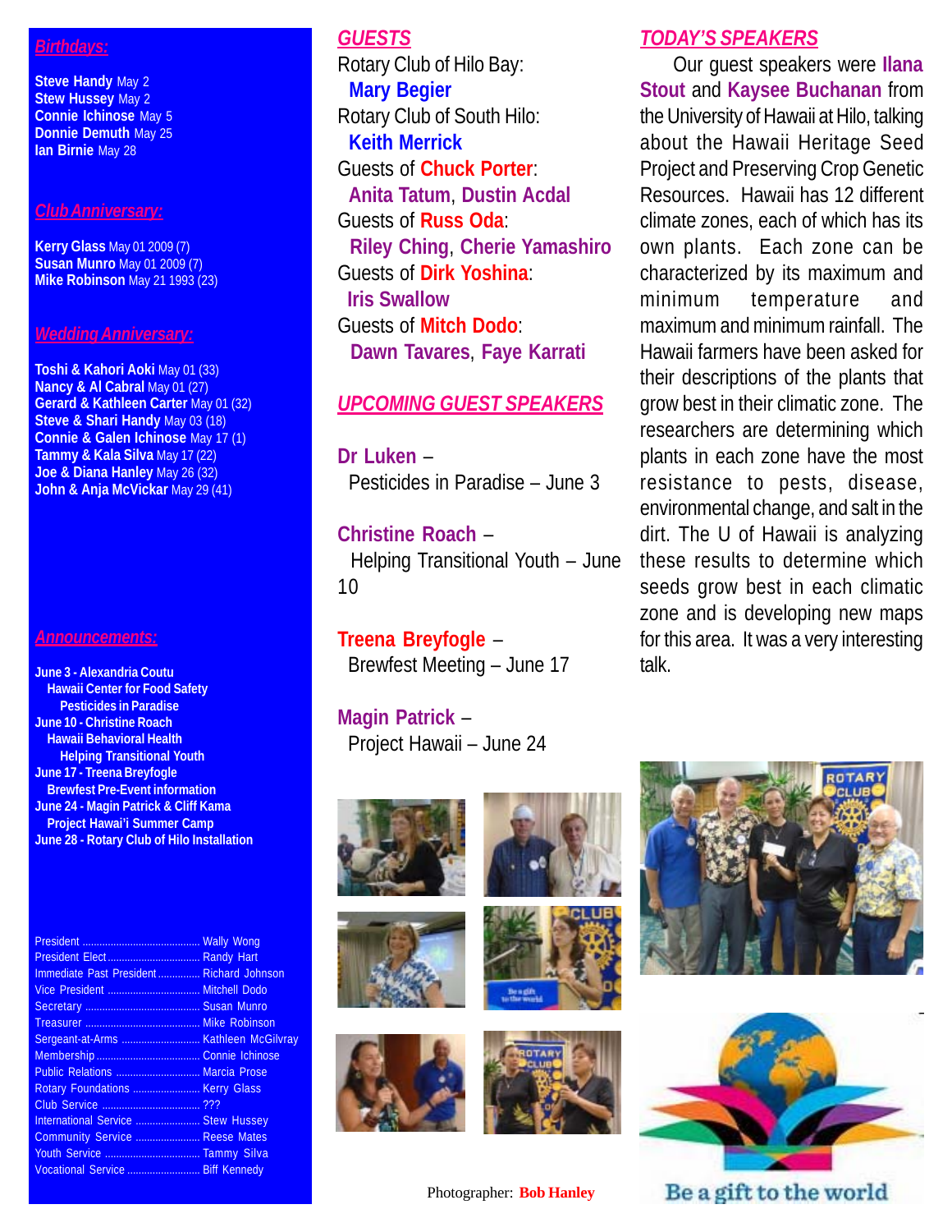## *Birthdays:*

**Steve Handy** May 2
**Stew Hussey** May 2
**Connie Ichinose** May 5
**Donnie Demuth** May 25
**Ian Birnie** May 28

## *Club Anniversary:*

**Kerry Glass** May 01 2009 (7)
**Susan Munro** May 01 2009 (7)
**Mike Robinson** May 21 1993 (23)

## *Wedding Anniversary:*

**Toshi & Kahori Aoki** May 01 (33)
**Nancy & Al Cabral** May 01 (27)
**Gerard & Kathleen Carter** May 01 (32)
**Steve & Shari Handy** May 03 (18)
**Connie & Galen Ichinose** May 17 (1)
**Tammy & Kala Silva** May 17 (22)
**Joe & Diana Hanley** May 26 (32)
**John & Anja McVickar** May 29 (41)

## *Announcements:*

**June 3 - Alexandria Coutu**
**Hawaii Center for Food Safety**
**Pesticides in Paradise**
**June 10 - Christine Roach**
**Hawaii Behavioral Health**
**Helping Transitional Youth**
**June 17 - Treena Breyfogle**
**Brewfest Pre-Event information**
**June 24 - Magin Patrick & Cliff Kama**
**Project Hawai'i Summer Camp**
**June 28 - Rotary Club of Hilo Installation**

| | |
|---|---|
| President | Wally Wong |
| President Elect | Randy Hart |
| Immediate Past President | Richard Johnson |
| Vice President | Mitchell Dodo |
| Secretary | Susan Munro |
| Treasurer | Mike Robinson |
| Sergeant-at-Arms | Kathleen McGilvray |
| Membership | Connie Ichinose |
| Public Relations | Marcia Prose |
| Rotary Foundations | Kerry Glass |
| Club Service | ??? |
| International Service | Stew Hussey |
| Community Service | Reese Mates |
| Youth Service | Tammy Silva |
| Vocational Service | Biff Kennedy |

## *GUESTS*

Rotary Club of Hilo Bay:
**Mary Begier**
Rotary Club of South Hilo:
**Keith Merrick**
Guests of **Chuck Porter**:
**Anita Tatum**, **Dustin Acdal**
Guests of **Russ Oda**:
**Riley Ching**, **Cherie Yamashiro**
Guests of **Dirk Yoshina**:
**Iris Swallow**
Guests of **Mitch Dodo**:
**Dawn Tavares**, **Faye Karrati**

## *UPCOMING GUEST SPEAKERS*

**Dr Luken** –
Pesticides in Paradise – June 3

**Christine Roach** –
Helping Transitional Youth – June 10

**Treena Breyfogle** –
Brewfest Meeting – June 17

**Magin Patrick** –
Project Hawaii – June 24

## *TODAY'S SPEAKERS*

Our guest speakers were **Ilana Stout** and **Kaysee Buchanan** from the University of Hawaii at Hilo, talking about the Hawaii Heritage Seed Project and Preserving Crop Genetic Resources. Hawaii has 12 different climate zones, each of which has its own plants. Each zone can be characterized by its maximum and minimum temperature and maximum and minimum rainfall. The Hawaii farmers have been asked for their descriptions of the plants that grow best in their climatic zone. The researchers are determining which plants in each zone have the most resistance to pests, disease, environmental change, and salt in the dirt. The U of Hawaii is analyzing these results to determine which seeds grow best in each climatic zone and is developing new maps for this area. It was a very interesting talk.

Photographer: **Bob Hanley**

Be a gift to the world